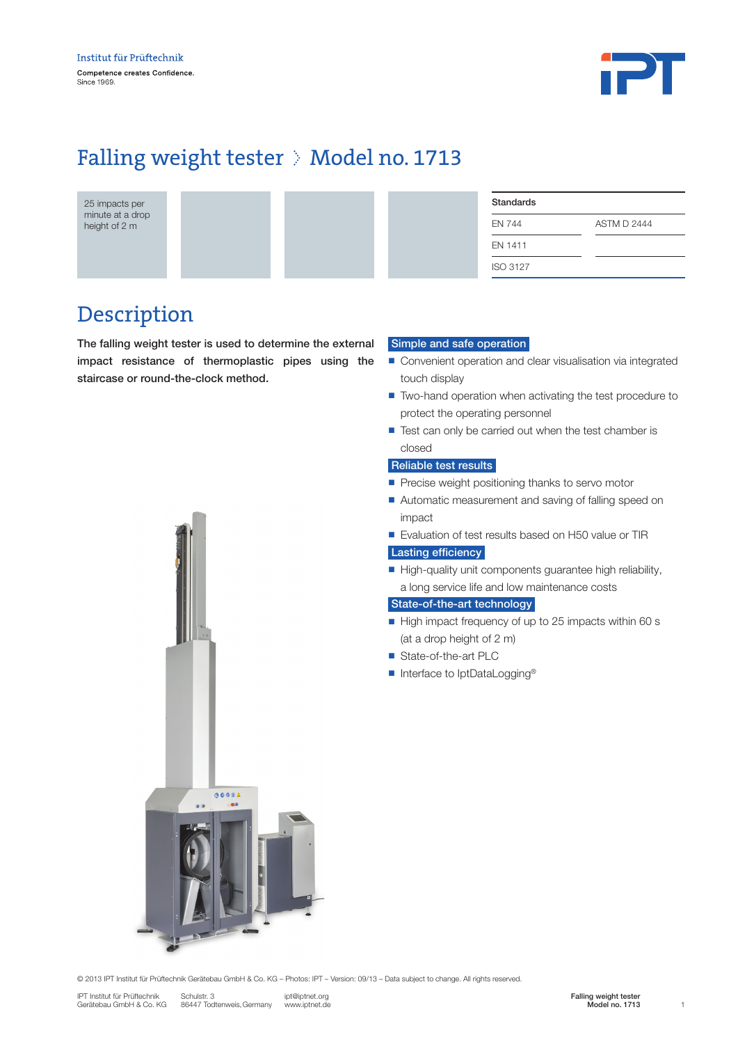Institut für Prüftechnik

Competence creates Confidence.
Since 1969.

# Falling weight tester › Model no. 1713

25 impacts per minute at a drop height of 2 m

| Standards | |
|---|---|
| EN 744 | ASTM D 2444 |
| EN 1411 | |
| ISO 3127 | |

## Description

**The falling weight tester is used to determine the external impact resistance of thermoplastic pipes using the staircase or round-the-clock method.**

### Simple and safe operation

- Convenient operation and clear visualisation via integrated touch display
- Two-hand operation when activating the test procedure to protect the operating personnel
- Test can only be carried out when the test chamber is closed

### Reliable test results

- Precise weight positioning thanks to servo motor
- Automatic measurement and saving of falling speed on impact
- Evaluation of test results based on H50 value or TIR

### Lasting efficiency

- High-quality unit components guarantee high reliability, a long service life and low maintenance costs

### State-of-the-art technology

- High impact frequency of up to 25 impacts within 60 s (at a drop height of 2 m)
- State-of-the-art PLC
- Interface to IptDataLogging®

© 2013 IPT Institut für Prüftechnik Gerätebau GmbH & Co. KG – Photos: IPT – Version: 09/13 – Data subject to change. All rights reserved.

IPT Institut für Prüftechnik Gerätebau GmbH & Co. KG
Schulstr. 3
86447 Todtenweis, Germany
ipt@iptnet.org
www.iptnet.de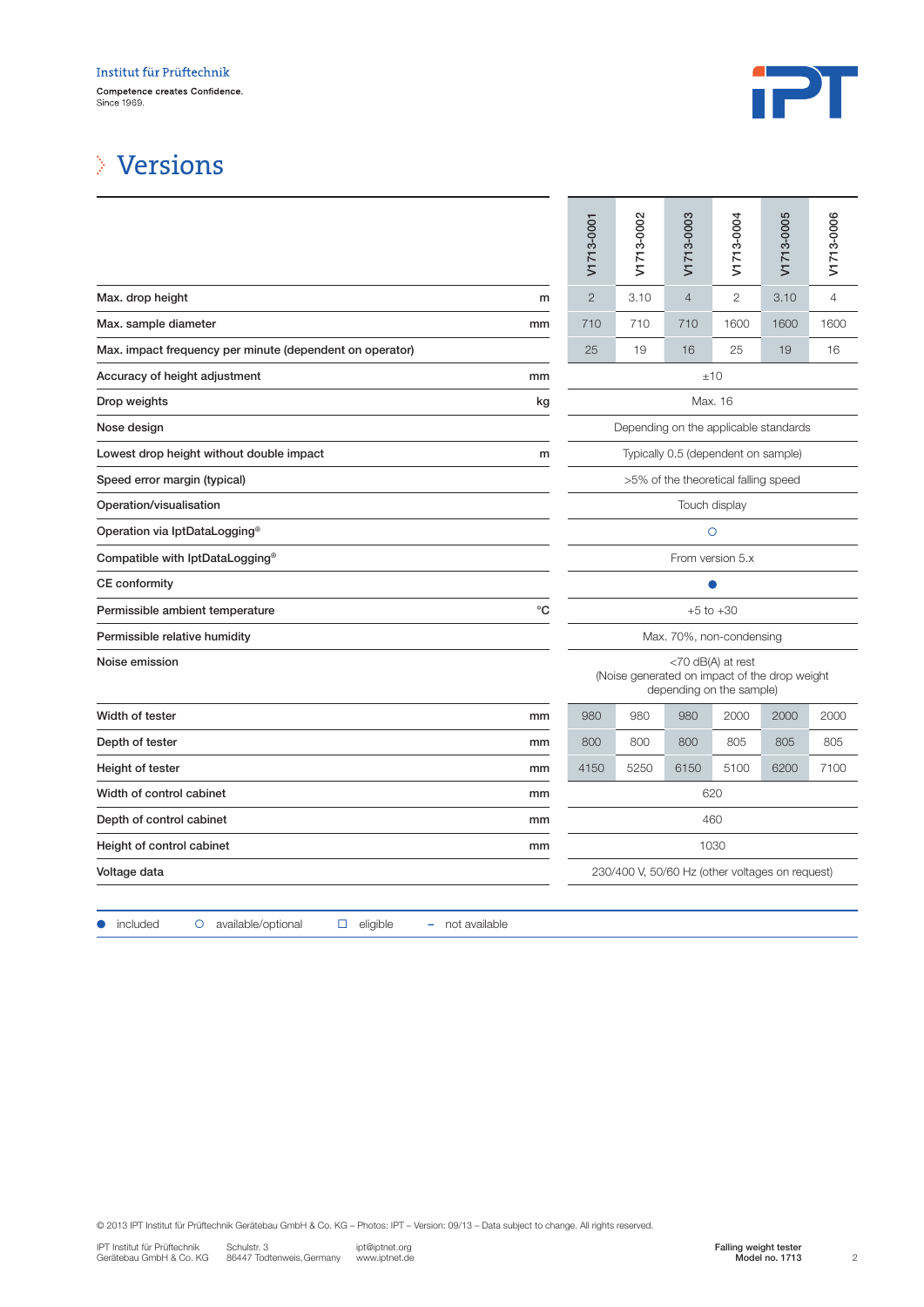Institut für Prüftechnik

Competence creates Confidence.
Since 1969.

# Versions

| | | V1713-0001 | V1713-0002 | V1713-0003 | V1713-0004 | V1713-0005 | V1713-0006 |
|---|---|---|---|---|---|---|---|
| **Max. drop height** | **m** | 2 | 3.10 | 4 | 2 | 3.10 | 4 |
| **Max. sample diameter** | **mm** | 710 | 710 | 710 | 1600 | 1600 | 1600 |
| **Max. impact frequency per minute (dependent on operator)** | | 25 | 19 | 16 | 25 | 19 | 16 |
| **Accuracy of height adjustment** | **mm** | ±10 | | | | | |
| **Drop weights** | **kg** | Max. 16 | | | | | |
| **Nose design** | | Depending on the applicable standards | | | | | |
| **Lowest drop height without double impact** | **m** | Typically 0.5 (dependent on sample) | | | | | |
| **Speed error margin (typical)** | | >5% of the theoretical falling speed | | | | | |
| **Operation/visualisation** | | Touch display | | | | | |
| **Operation via IptDataLogging®** | | ○ | | | | | |
| **Compatible with IptDataLogging®** | | From version 5.x | | | | | |
| **CE conformity** | | ● | | | | | |
| **Permissible ambient temperature** | **°C** | +5 to +30 | | | | | |
| **Permissible relative humidity** | | Max. 70%, non-condensing | | | | | |
| **Noise emission** | | <70 dB(A) at rest (Noise generated on impact of the drop weight depending on the sample) | | | | | |
| **Width of tester** | **mm** | 980 | 980 | 980 | 2000 | 2000 | 2000 |
| **Depth of tester** | **mm** | 800 | 800 | 800 | 805 | 805 | 805 |
| **Height of tester** | **mm** | 4150 | 5250 | 6150 | 5100 | 6200 | 7100 |
| **Width of control cabinet** | **mm** | 620 | | | | | |
| **Depth of control cabinet** | **mm** | 460 | | | | | |
| **Height of control cabinet** | **mm** | 1030 | | | | | |
| **Voltage data** | | 230/400 V, 50/60 Hz (other voltages on request) | | | | | |

● included ○ available/optional □ eligible – not available

© 2013 IPT Institut für Prüftechnik Gerätebau GmbH & Co. KG – Photos: IPT – Version: 09/13 – Data subject to change. All rights reserved.

IPT Institut für Prüftechnik Gerätebau GmbH & Co. KG · Schulstr. 3, 86447 Todtenweis, Germany · ipt@iptnet.org · www.iptnet.de

**Falling weight tester Model no. 1713**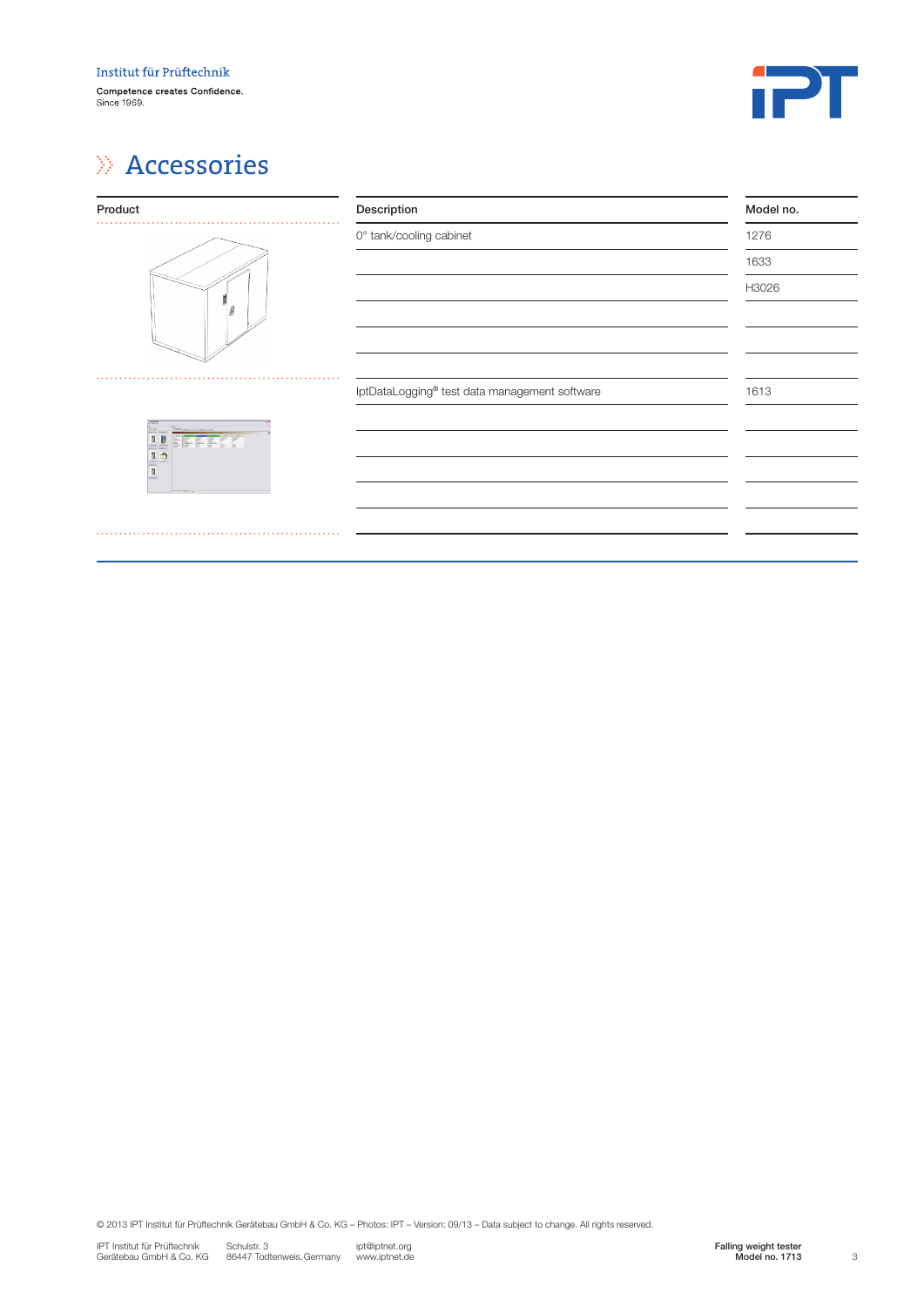# Accessories

| Product | Description | Model no. |
|---|---|---|
| | 0° tank/cooling cabinet | 1276 |
| | | 1633 |
| | | H3026 |
| | IptDataLogging® test data management software | 1613 |

© 2013 IPT Institut für Prüftechnik Gerätebau GmbH & Co. KG – Photos: IPT – Version: 09/13 – Data subject to change. All rights reserved.

IPT Institut für Prüftechnik Gerätebau GmbH & Co. KG
Schulstr. 3, 86447 Todtenweis, Germany
ipt@iptnet.org
www.iptnet.de

**Falling weight tester Model no. 1713**